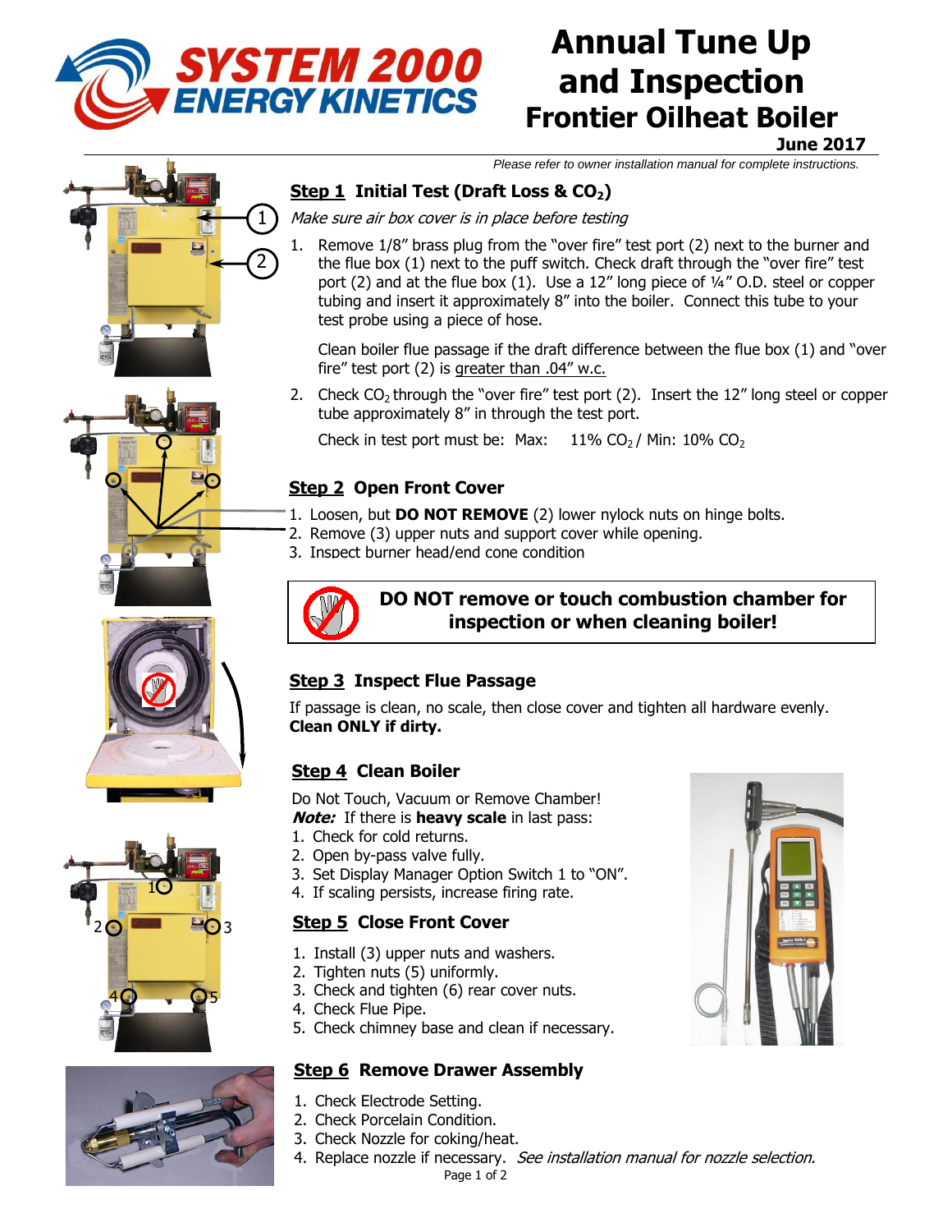# SYSTEM 2000 ENERGY KINETICS

# Annual Tune Up and Inspection

## Frontier Oilheat Boiler

**June 2017**

*Please refer to owner installation manual for complete instructions.*

### Step 1 Initial Test (Draft Loss & $CO_2$)

*Make sure air box cover is in place before testing*

1. Remove 1/8" brass plug from the "over fire" test port (2) next to the burner and the flue box (1) next to the puff switch. Check draft through the "over fire" test port (2) and at the flue box (1). Use a 12" long piece of ¼" O.D. steel or copper tubing and insert it approximately 8" into the boiler. Connect this tube to your test probe using a piece of hose.

   Clean boiler flue passage if the draft difference between the flue box (1) and "over fire" test port (2) is greater than .04" w.c.

2. Check $CO_2$ through the "over fire" test port (2). Insert the 12" long steel or copper tube approximately 8" in through the test port.

   Check in test port must be: Max: 11% $CO_2$ / Min: 10% $CO_2$

### Step 2 Open Front Cover

1. Loosen, but **DO NOT REMOVE** (2) lower nylock nuts on hinge bolts.
2. Remove (3) upper nuts and support cover while opening.
3. Inspect burner head/end cone condition

**DO NOT remove or touch combustion chamber for inspection or when cleaning boiler!**

### Step 3 Inspect Flue Passage

If passage is clean, no scale, then close cover and tighten all hardware evenly. **Clean ONLY if dirty.**

### Step 4 Clean Boiler

Do Not Touch, Vacuum or Remove Chamber!

***Note:*** If there is **heavy scale** in last pass:

1. Check for cold returns.
2. Open by-pass valve fully.
3. Set Display Manager Option Switch 1 to "ON".
4. If scaling persists, increase firing rate.

### Step 5 Close Front Cover

1. Install (3) upper nuts and washers.
2. Tighten nuts (5) uniformly.
3. Check and tighten (6) rear cover nuts.
4. Check Flue Pipe.
5. Check chimney base and clean if necessary.

### Step 6 Remove Drawer Assembly

1. Check Electrode Setting.
2. Check Porcelain Condition.
3. Check Nozzle for coking/heat.
4. Replace nozzle if necessary. *See installation manual for nozzle selection.*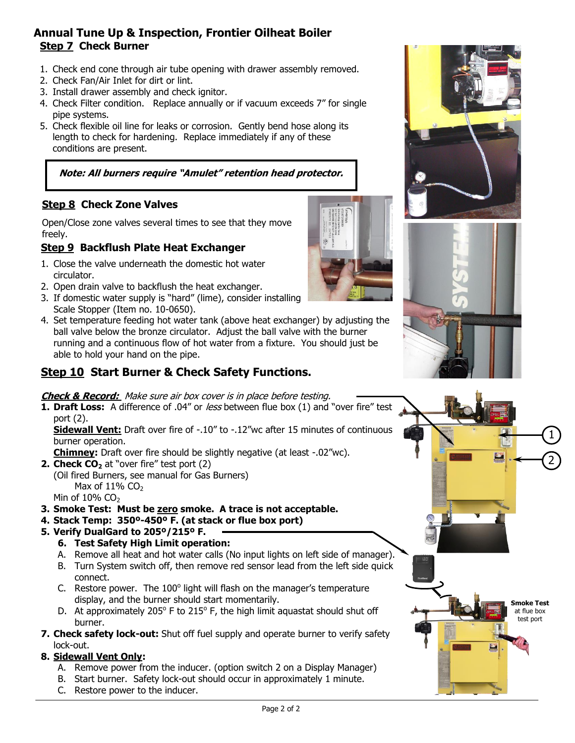## Annual Tune Up & Inspection, Frontier Oilheat Boiler

### Step 7 Check Burner

1. Check end cone through air tube opening with drawer assembly removed.
2. Check Fan/Air Inlet for dirt or lint.
3. Install drawer assembly and check ignitor.
4. Check Filter condition. Replace annually or if vacuum exceeds 7" for single pipe systems.
5. Check flexible oil line for leaks or corrosion. Gently bend hose along its length to check for hardening. Replace immediately if any of these conditions are present.

***Note: All burners require "Amulet" retention head protector.***

### Step 8 Check Zone Valves

Open/Close zone valves several times to see that they move freely.

### Step 9 Backflush Plate Heat Exchanger

1. Close the valve underneath the domestic hot water circulator.
2. Open drain valve to backflush the heat exchanger.
3. If domestic water supply is "hard" (lime), consider installing Scale Stopper (Item no. 10-0650).
4. Set temperature feeding hot water tank (above heat exchanger) by adjusting the ball valve below the bronze circulator. Adjust the ball valve with the burner running and a continuous flow of hot water from a fixture. You should just be able to hold your hand on the pipe.

### Step 10 Start Burner & Check Safety Functions.

***Check & Record:*** *Make sure air box cover is in place before testing.*

1. **Draft Loss:** A difference of .04" or *less* between flue box (1) and "over fire" test port (2).
   **Sidewall Vent:** Draft over fire of -.10" to -.12"wc after 15 minutes of continuous burner operation.
   **Chimney:** Draft over fire should be slightly negative (at least -.02"wc).
2. **Check $CO_2$** at "over fire" test port (2)
   (Oil fired Burners, see manual for Gas Burners)
   Max of 11% $CO_2$
   Min of 10% $CO_2$
3. **Smoke Test: Must be zero smoke. A trace is not acceptable.**
4. **Stack Temp: 350º-450º F. (at stack or flue box port)**
5. **Verify DualGard to 205º/215º F.**
6. **Test Safety High Limit operation:**
   A. Remove all heat and hot water calls (No input lights on left side of manager).
   B. Turn System switch off, then remove red sensor lead from the left side quick connect.
   C. Restore power. The 100° light will flash on the manager's temperature display, and the burner should start momentarily.
   D. At approximately 205° F to 215° F, the high limit aquastat should shut off burner.
7. **Check safety lock-out:** Shut off fuel supply and operate burner to verify safety lock-out.
8. **Sidewall Vent Only:**
   A. Remove power from the inducer. (option switch 2 on a Display Manager)
   B. Start burner. Safety lock-out should occur in approximately 1 minute.
   C. Restore power to the inducer.

1

2

**Smoke Test** at flue box test port